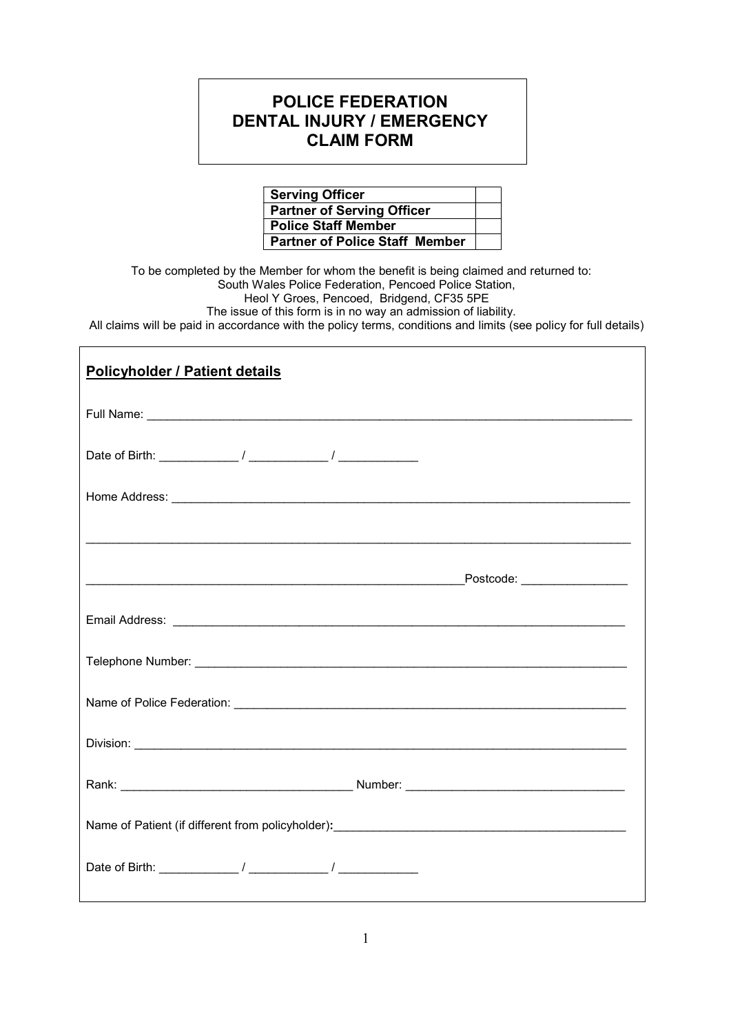# POLICE FEDERATION DENTAL INJURY / EMERGENCY CLAIM FORM

| | |
|---|---|
| **Serving Officer** | |
| **Partner of Serving Officer** | |
| **Police Staff Member** | |
| **Partner of Police Staff Member** | |

To be completed by the Member for whom the benefit is being claimed and returned to:
South Wales Police Federation, Pencoed Police Station,
Heol Y Groes, Pencoed, Bridgend, CF35 5PE
The issue of this form is in no way an admission of liability.
All claims will be paid in accordance with the policy terms, conditions and limits (see policy for full details)

## Policyholder / Patient details

Full Name: ___________________________________________________________________________

Date of Birth: ____________ / ____________ / ____________

Home Address: ________________________________________________________________________

_____________________________________________________________________________________

_________________________________________________________Postcode: ________________

Email Address: _______________________________________________________________________

Telephone Number: ____________________________________________________________________

Name of Police Federation: ____________________________________________________________

Division: ____________________________________________________________________________

Rank: ___________________________________ Number: _________________________________

Name of Patient (if different from policyholder)**:** _____________________________________________

Date of Birth: ____________ / ____________ / ____________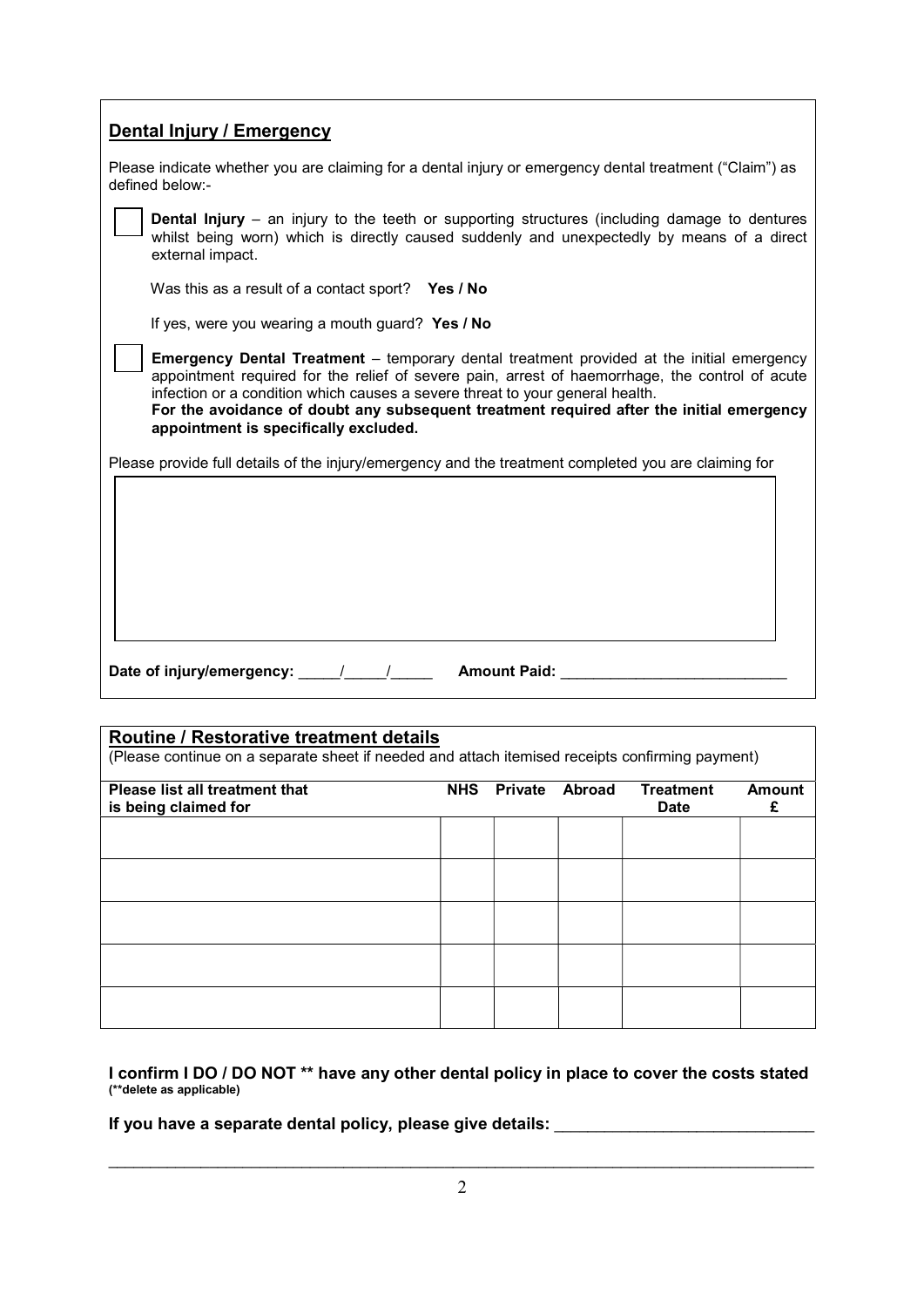## Dental Injury / Emergency

Please indicate whether you are claiming for a dental injury or emergency dental treatment ("Claim") as defined below:-

☐ **Dental Injury** – an injury to the teeth or supporting structures (including damage to dentures whilst being worn) which is directly caused suddenly and unexpectedly by means of a direct external impact.

Was this as a result of a contact sport? **Yes / No**

If yes, were you wearing a mouth guard? **Yes / No**

☐ **Emergency Dental Treatment** – temporary dental treatment provided at the initial emergency appointment required for the relief of severe pain, arrest of haemorrhage, the control of acute infection or a condition which causes a severe threat to your general health.
**For the avoidance of doubt any subsequent treatment required after the initial emergency appointment is specifically excluded.**

Please provide full details of the injury/emergency and the treatment completed you are claiming for

&nbsp;

**Date of injury/emergency:** _____/_____/_____ **Amount Paid:** ___________________________

## Routine / Restorative treatment details

(Please continue on a separate sheet if needed and attach itemised receipts confirming payment)

| Please list all treatment that is being claimed for | NHS | Private | Abroad | Treatment Date | Amount £ |
|---|---|---|---|---|---|
| | | | | | |
| | | | | | |
| | | | | | |
| | | | | | |
| | | | | | |

**I confirm I DO / DO NOT ** have any other dental policy in place to cover the costs stated**
**(**delete as applicable)**

**If you have a separate dental policy, please give details:** ____________________________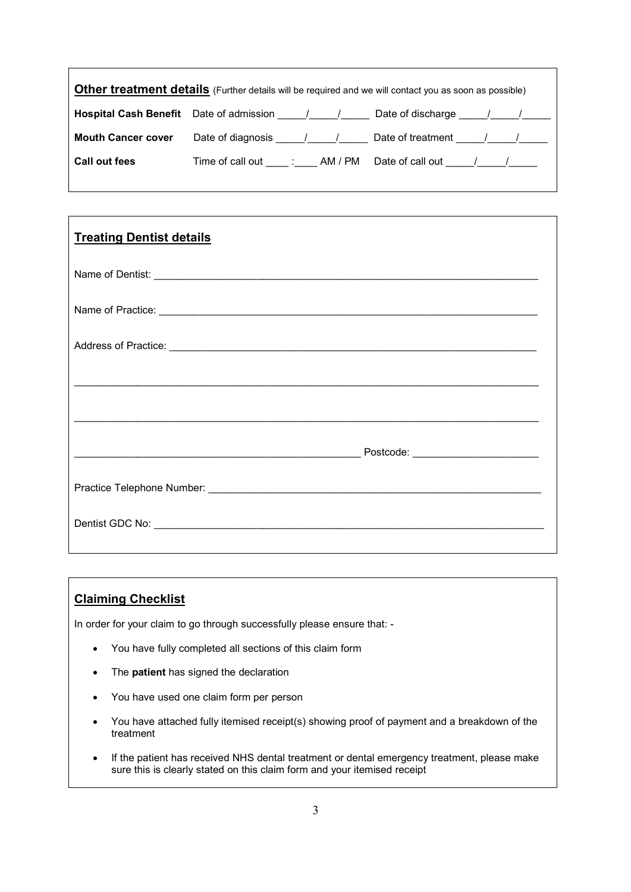**Other treatment details** (Further details will be required and we will contact you as soon as possible)

| | | |
|---|---|---|
| **Hospital Cash Benefit** | Date of admission _____/_____/_____ | Date of discharge _____/_____/_____ |
| **Mouth Cancer cover** | Date of diagnosis _____/_____/_____ | Date of treatment _____/_____/_____ |
| **Call out fees** | Time of call out ____ :____ AM / PM | Date of call out _____/_____/_____ |

## Treating Dentist details

Name of Dentist: ____________________________________________________________________

Name of Practice: ___________________________________________________________________

Address of Practice: _________________________________________________________________

_________________________________________________________________________________

_________________________________________________________________________________

________________________________________________ Postcode: _____________________

Practice Telephone Number: ___________________________________________________________

Dentist GDC No: ____________________________________________________________________

## Claiming Checklist

In order for your claim to go through successfully please ensure that: -

- You have fully completed all sections of this claim form
- The **patient** has signed the declaration
- You have used one claim form per person
- You have attached fully itemised receipt(s) showing proof of payment and a breakdown of the treatment
- If the patient has received NHS dental treatment or dental emergency treatment, please make sure this is clearly stated on this claim form and your itemised receipt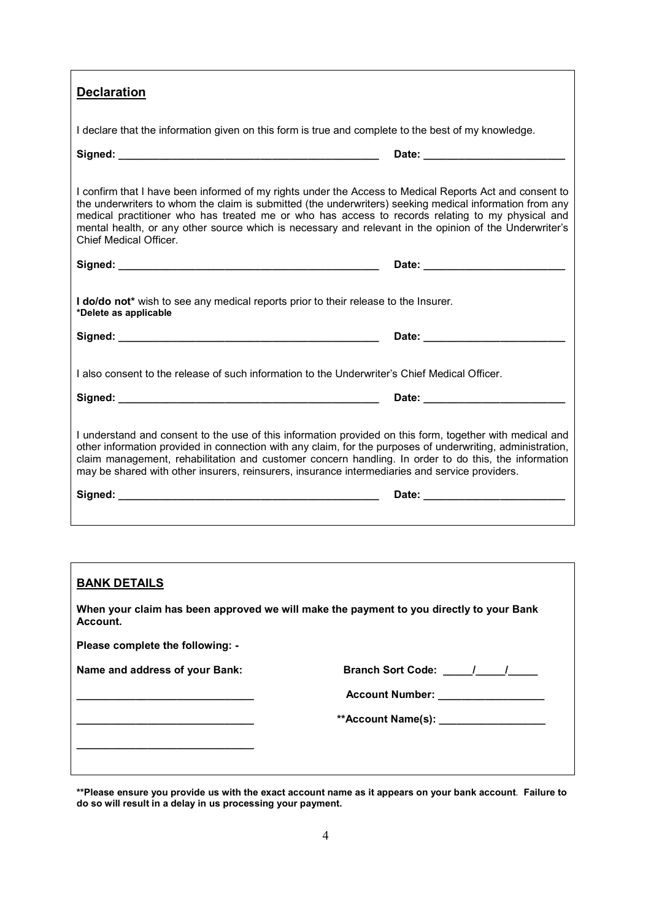## Declaration

I declare that the information given on this form is true and complete to the best of my knowledge.

**Signed: ____________________________________________** **Date: ________________________**

I confirm that I have been informed of my rights under the Access to Medical Reports Act and consent to the underwriters to whom the claim is submitted (the underwriters) seeking medical information from any medical practitioner who has treated me or who has access to records relating to my physical and mental health, or any other source which is necessary and relevant in the opinion of the Underwriter's Chief Medical Officer.

**Signed: ____________________________________________** **Date: ________________________**

**I do/do not*** wish to see any medical reports prior to their release to the Insurer.
***Delete as applicable**

**Signed: ____________________________________________** **Date: ________________________**

I also consent to the release of such information to the Underwriter's Chief Medical Officer.

**Signed: ____________________________________________** **Date: ________________________**

I understand and consent to the use of this information provided on this form, together with medical and other information provided in connection with any claim, for the purposes of underwriting, administration, claim management, rehabilitation and customer concern handling. In order to do this, the information may be shared with other insurers, reinsurers, insurance intermediaries and service providers.

**Signed: ____________________________________________** **Date: ________________________**

## BANK DETAILS

**When your claim has been approved we will make the payment to you directly to your Bank Account.**

**Please complete the following: -**

**Name and address of your Bank:**

______________________________

______________________________

______________________________

**Branch Sort Code: _____/_____/_____**

**Account Number: __________________**

****Account Name(s): __________________**

****Please ensure you provide us with the exact account name as it appears on your bank account. Failure to do so will result in a delay in us processing your payment.**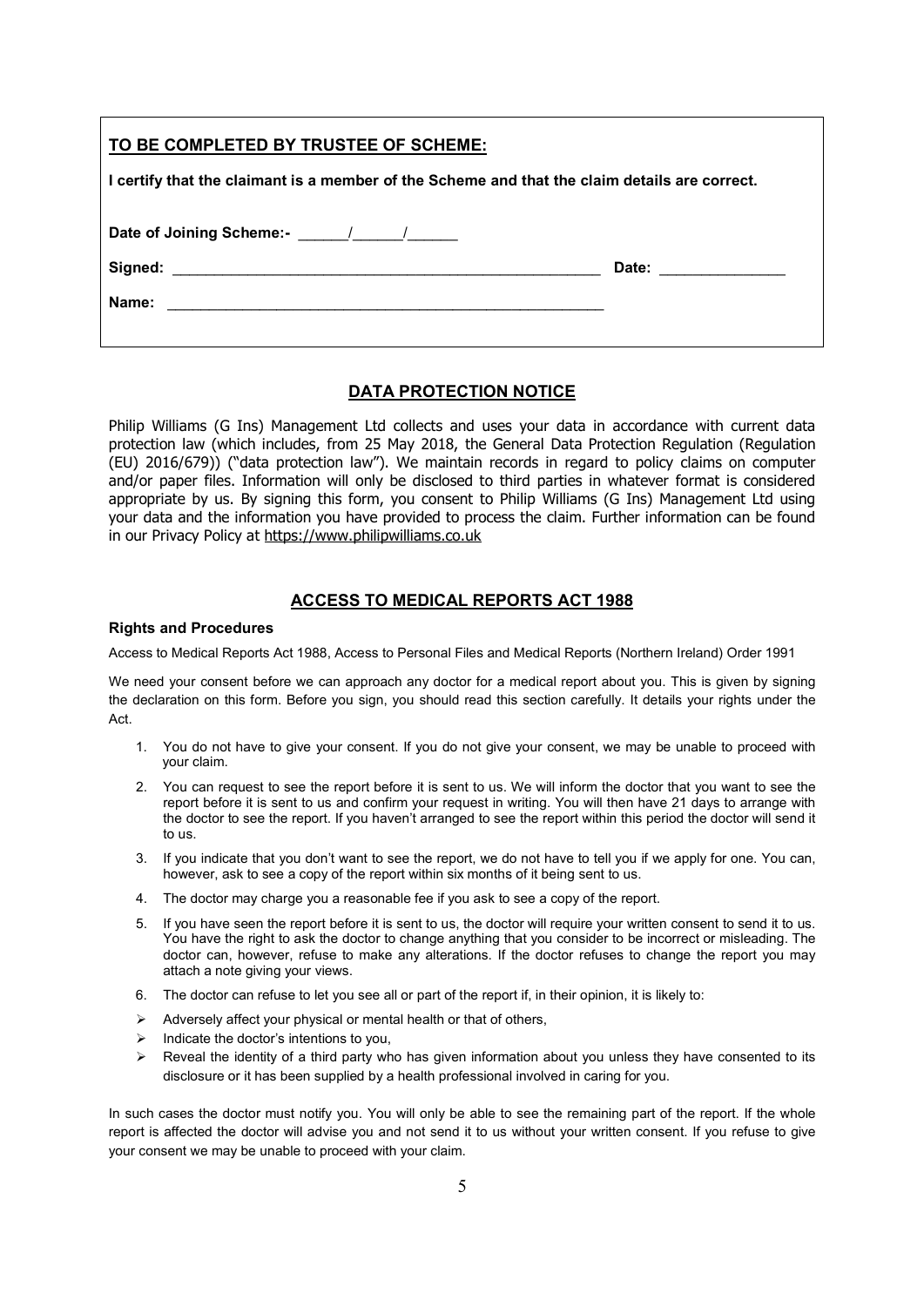**TO BE COMPLETED BY TRUSTEE OF SCHEME:**

**I certify that the claimant is a member of the Scheme and that the claim details are correct.**

**Date of Joining Scheme:-** ______/______/______

**Signed:** ________________________________________________ **Date:** ______________

**Name:** ________________________________________________

## DATA PROTECTION NOTICE

Philip Williams (G Ins) Management Ltd collects and uses your data in accordance with current data protection law (which includes, from 25 May 2018, the General Data Protection Regulation (Regulation (EU) 2016/679)) ("data protection law"). We maintain records in regard to policy claims on computer and/or paper files. Information will only be disclosed to third parties in whatever format is considered appropriate by us. By signing this form, you consent to Philip Williams (G Ins) Management Ltd using your data and the information you have provided to process the claim. Further information can be found in our Privacy Policy at https://www.philipwilliams.co.uk

## ACCESS TO MEDICAL REPORTS ACT 1988

### Rights and Procedures

Access to Medical Reports Act 1988, Access to Personal Files and Medical Reports (Northern Ireland) Order 1991

We need your consent before we can approach any doctor for a medical report about you. This is given by signing the declaration on this form. Before you sign, you should read this section carefully. It details your rights under the Act.

1. You do not have to give your consent. If you do not give your consent, we may be unable to proceed with your claim.
2. You can request to see the report before it is sent to us. We will inform the doctor that you want to see the report before it is sent to us and confirm your request in writing. You will then have 21 days to arrange with the doctor to see the report. If you haven't arranged to see the report within this period the doctor will send it to us.
3. If you indicate that you don't want to see the report, we do not have to tell you if we apply for one. You can, however, ask to see a copy of the report within six months of it being sent to us.
4. The doctor may charge you a reasonable fee if you ask to see a copy of the report.
5. If you have seen the report before it is sent to us, the doctor will require your written consent to send it to us. You have the right to ask the doctor to change anything that you consider to be incorrect or misleading. The doctor can, however, refuse to make any alterations. If the doctor refuses to change the report you may attach a note giving your views.
6. The doctor can refuse to let you see all or part of the report if, in their opinion, it is likely to:

- Adversely affect your physical or mental health or that of others,
- Indicate the doctor's intentions to you,
- Reveal the identity of a third party who has given information about you unless they have consented to its disclosure or it has been supplied by a health professional involved in caring for you.

In such cases the doctor must notify you. You will only be able to see the remaining part of the report. If the whole report is affected the doctor will advise you and not send it to us without your written consent. If you refuse to give your consent we may be unable to proceed with your claim.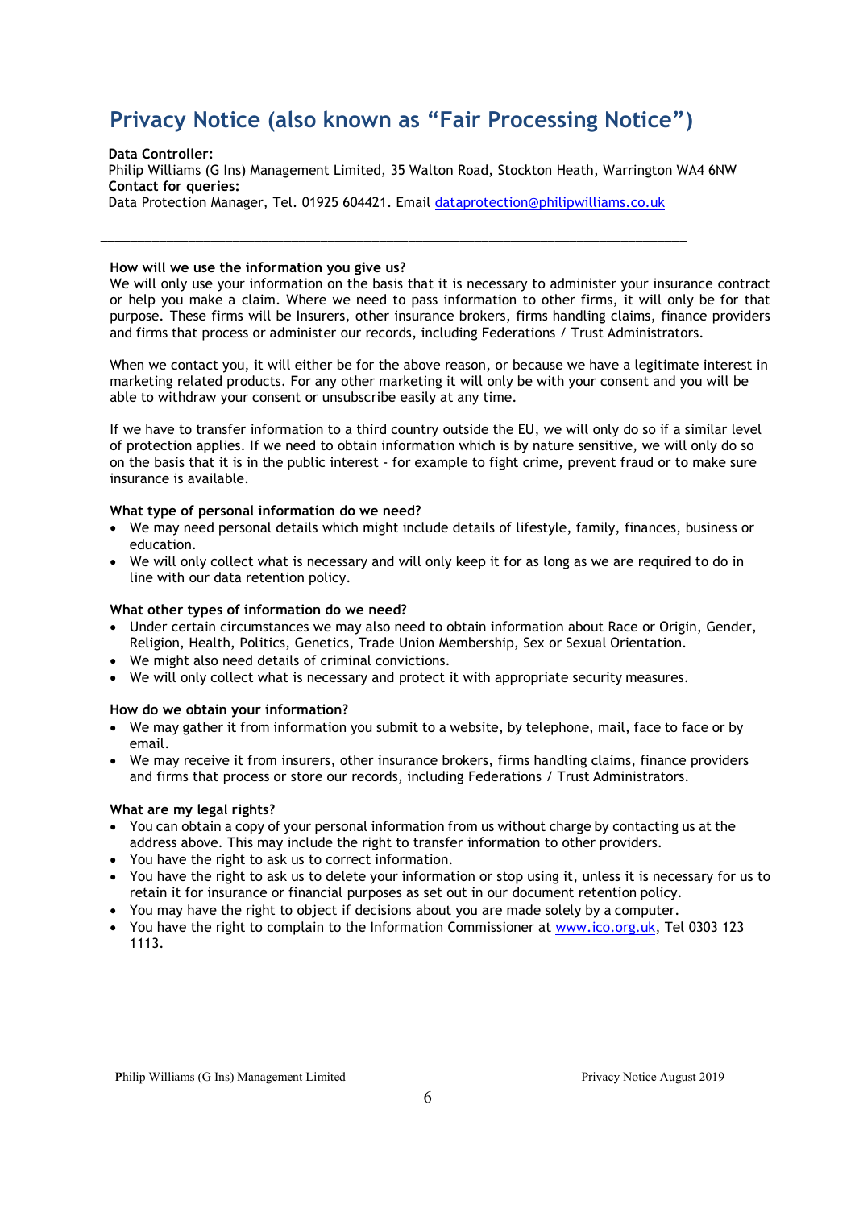# Privacy Notice (also known as "Fair Processing Notice")

**Data Controller:**
Philip Williams (G Ins) Management Limited, 35 Walton Road, Stockton Heath, Warrington WA4 6NW
**Contact for queries:**
Data Protection Manager, Tel. 01925 604421. Email dataprotection@philipwilliams.co.uk

---

**How will we use the information you give us?**
We will only use your information on the basis that it is necessary to administer your insurance contract or help you make a claim. Where we need to pass information to other firms, it will only be for that purpose. These firms will be Insurers, other insurance brokers, firms handling claims, finance providers and firms that process or administer our records, including Federations / Trust Administrators.

When we contact you, it will either be for the above reason, or because we have a legitimate interest in marketing related products. For any other marketing it will only be with your consent and you will be able to withdraw your consent or unsubscribe easily at any time.

If we have to transfer information to a third country outside the EU, we will only do so if a similar level of protection applies. If we need to obtain information which is by nature sensitive, we will only do so on the basis that it is in the public interest - for example to fight crime, prevent fraud or to make sure insurance is available.

**What type of personal information do we need?**

- We may need personal details which might include details of lifestyle, family, finances, business or education.
- We will only collect what is necessary and will only keep it for as long as we are required to do in line with our data retention policy.

**What other types of information do we need?**

- Under certain circumstances we may also need to obtain information about Race or Origin, Gender, Religion, Health, Politics, Genetics, Trade Union Membership, Sex or Sexual Orientation.
- We might also need details of criminal convictions.
- We will only collect what is necessary and protect it with appropriate security measures.

**How do we obtain your information?**

- We may gather it from information you submit to a website, by telephone, mail, face to face or by email.
- We may receive it from insurers, other insurance brokers, firms handling claims, finance providers and firms that process or store our records, including Federations / Trust Administrators.

**What are my legal rights?**

- You can obtain a copy of your personal information from us without charge by contacting us at the address above. This may include the right to transfer information to other providers.
- You have the right to ask us to correct information.
- You have the right to ask us to delete your information or stop using it, unless it is necessary for us to retain it for insurance or financial purposes as set out in our document retention policy.
- You may have the right to object if decisions about you are made solely by a computer.
- You have the right to complain to the Information Commissioner at www.ico.org.uk, Tel 0303 123 1113.